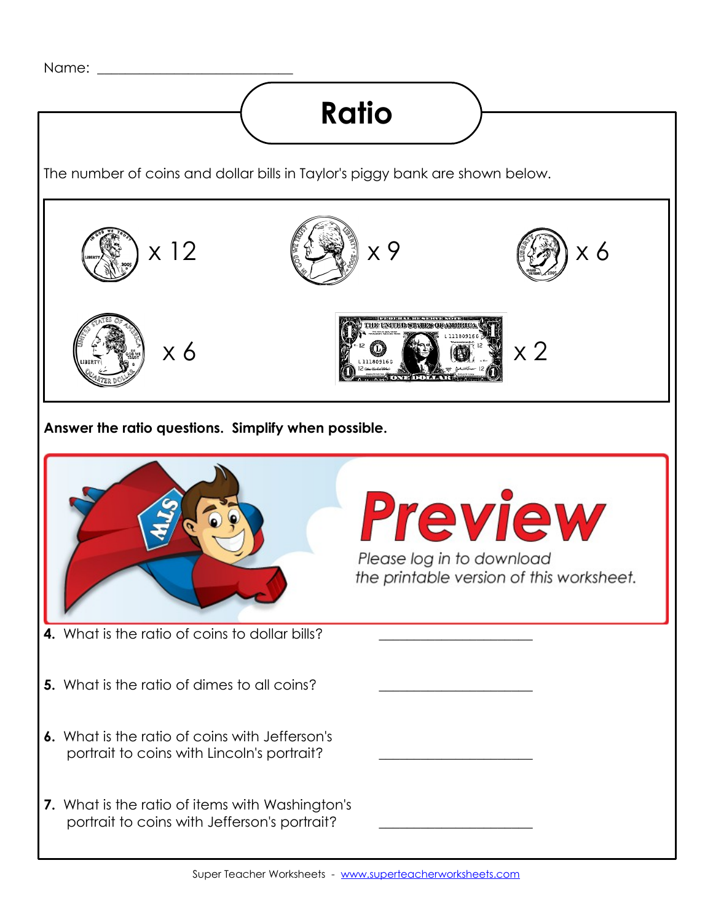Name: ___________________________

# Ratio

The number of coins and dollar bills in Taylor's piggy bank are shown below.

x 12 &nbsp;&nbsp; x 9 &nbsp;&nbsp; x 6

x 6 &nbsp;&nbsp; x 2

**Answer the ratio questions. Simplify when possible.**

Preview

*Please log in to download the printable version of this worksheet.*

**4.** What is the ratio of coins to dollar bills? _____________________

**5.** What is the ratio of dimes to all coins? _____________________

**6.** What is the ratio of coins with Jefferson's portrait to coins with Lincoln's portrait? _____________________

**7.** What is the ratio of items with Washington's portrait to coins with Jefferson's portrait? _____________________

Super Teacher Worksheets - www.superteacherworksheets.com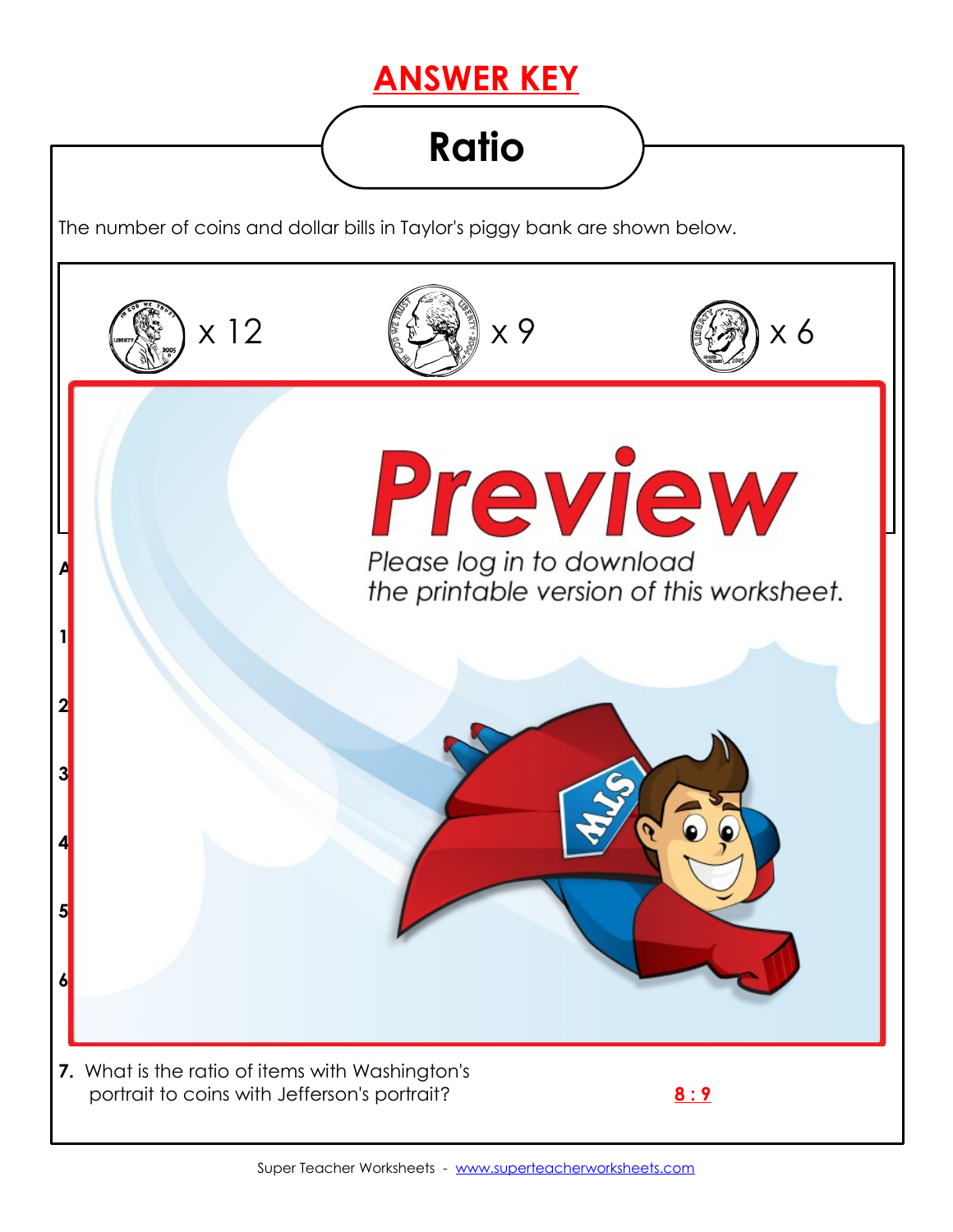**ANSWER KEY**

# Ratio

The number of coins and dollar bills in Taylor's piggy bank are shown below.

x 12 x 9 x 6

**Preview**

Please log in to download the printable version of this worksheet.

**7.** What is the ratio of items with Washington's portrait to coins with Jefferson's portrait? **8 : 9**